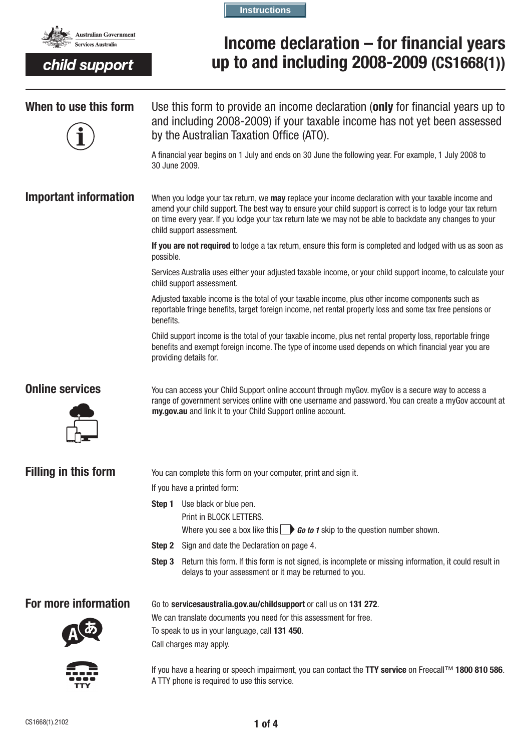Instructions

Australian Government
Services Australia

child support

# Income declaration – for financial years up to and including 2008-2009 (CS1668(1))

## When to use this form

Use this form to provide an income declaration (**only** for financial years up to and including 2008-2009) if your taxable income has not yet been assessed by the Australian Taxation Office (ATO).

A financial year begins on 1 July and ends on 30 June the following year. For example, 1 July 2008 to 30 June 2009.

## Important information

When you lodge your tax return, we **may** replace your income declaration with your taxable income and amend your child support. The best way to ensure your child support is correct is to lodge your tax return on time every year. If you lodge your tax return late we may not be able to backdate any changes to your child support assessment.

**If you are not required** to lodge a tax return, ensure this form is completed and lodged with us as soon as possible.

Services Australia uses either your adjusted taxable income, or your child support income, to calculate your child support assessment.

Adjusted taxable income is the total of your taxable income, plus other income components such as reportable fringe benefits, target foreign income, net rental property loss and some tax free pensions or benefits.

Child support income is the total of your taxable income, plus net rental property loss, reportable fringe benefits and exempt foreign income. The type of income used depends on which financial year you are providing details for.

## Online services

You can access your Child Support online account through myGov. myGov is a secure way to access a range of government services online with one username and password. You can create a myGov account at **my.gov.au** and link it to your Child Support online account.

## Filling in this form

You can complete this form on your computer, print and sign it.

If you have a printed form:

**Step 1** Use black or blue pen.
Print in BLOCK LETTERS.
Where you see a box like this ***Go to 1*** skip to the question number shown.

**Step 2** Sign and date the Declaration on page 4.

**Step 3** Return this form. If this form is not signed, is incomplete or missing information, it could result in delays to your assessment or it may be returned to you.

## For more information

Go to **servicesaustralia.gov.au/childsupport** or call us on **131 272**.

We can translate documents you need for this assessment for free.

To speak to us in your language, call **131 450**.

Call charges may apply.

If you have a hearing or speech impairment, you can contact the **TTY service** on Freecall™ **1800 810 586**. A TTY phone is required to use this service.

CS1668(1).2102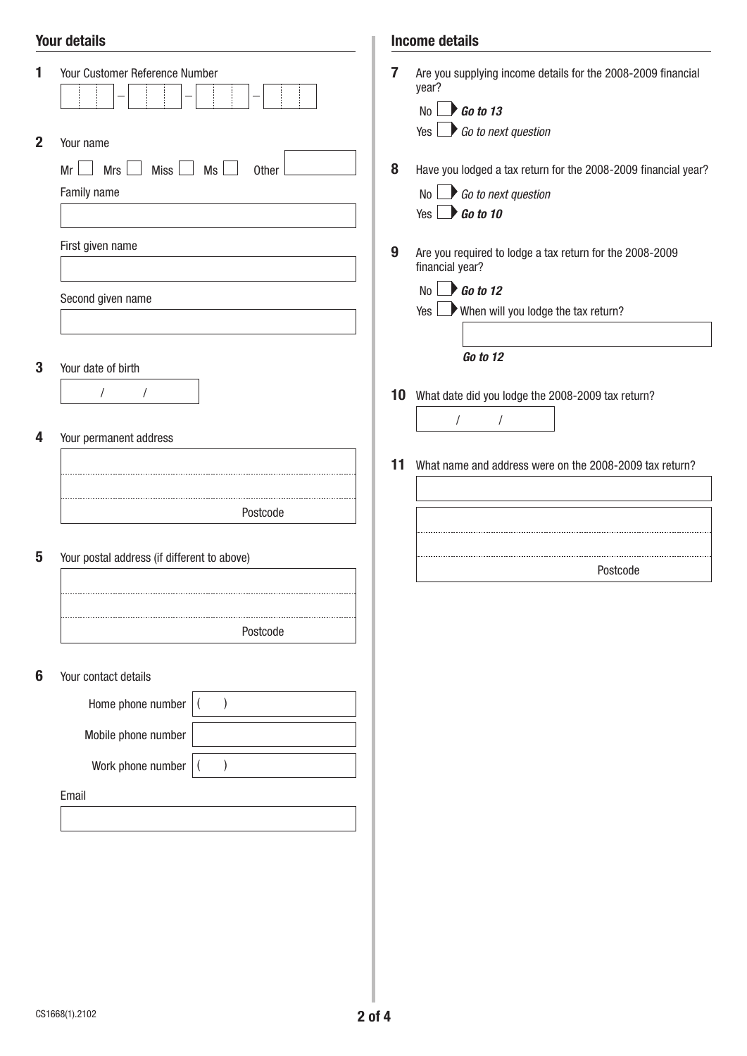## Your details

**1** Your Customer Reference Number

_ _ _ _ – _ _ _ _ – _ _ _ _ – _ _ _ _

**2** Your name

Mr ☐ Mrs ☐ Miss ☐ Ms ☐ Other ______

Family name

______

First given name

______

Second given name

______

**3** Your date of birth

/ /

**4** Your permanent address

______

______

Postcode

**5** Your postal address (if different to above)

______

______

Postcode

**6** Your contact details

Home phone number ( )

Mobile phone number

Work phone number ( )

Email

______

## Income details

**7** Are you supplying income details for the 2008-2009 financial year?

No ☐ ***Go to 13***

Yes ☐ *Go to next question*

**8** Have you lodged a tax return for the 2008-2009 financial year?

No ☐ *Go to next question*

Yes ☐ ***Go to 10***

**9** Are you required to lodge a tax return for the 2008-2009 financial year?

No ☐ ***Go to 12***

Yes ☐ When will you lodge the tax return?

______

***Go to 12***

**10** What date did you lodge the 2008-2009 tax return?

/ /

**11** What name and address were on the 2008-2009 tax return?

______

______

______

Postcode

CS1668(1).2102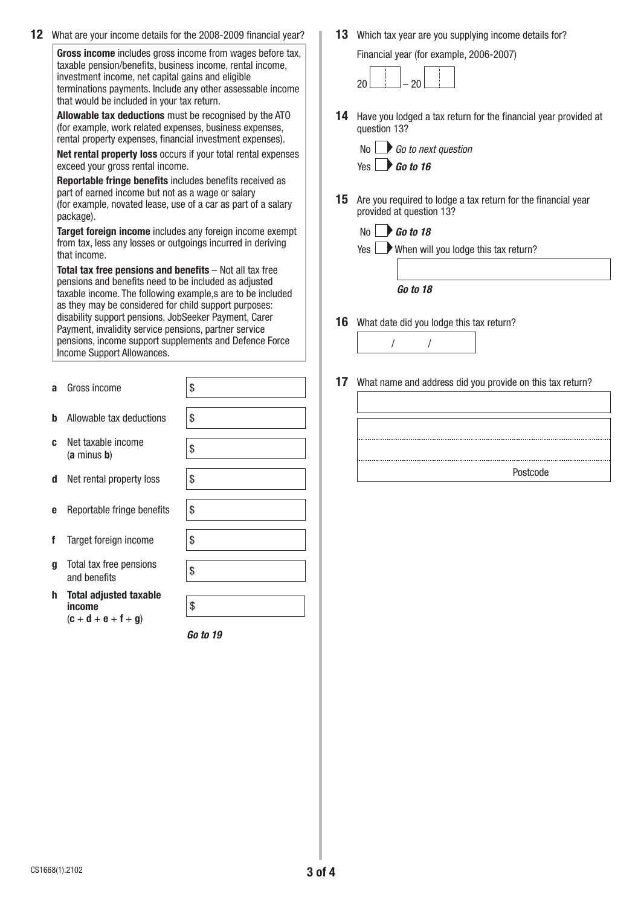**12** What are your income details for the 2008-2009 financial year?

> **Gross income** includes gross income from wages before tax, taxable pension/benefits, business income, rental income, investment income, net capital gains and eligible terminations payments. Include any other assessable income that would be included in your tax return.
>
> **Allowable tax deductions** must be recognised by the ATO (for example, work related expenses, business expenses, rental property expenses, financial investment expenses).
>
> **Net rental property loss** occurs if your total rental expenses exceed your gross rental income.
>
> **Reportable fringe benefits** includes benefits received as part of earned income but not as a wage or salary (for example, novated lease, use of a car as part of a salary package).
>
> **Target foreign income** includes any foreign income exempt from tax, less any losses or outgoings incurred in deriving that income.
>
> **Total tax free pensions and benefits** – Not all tax free pensions and benefits need to be included as adjusted taxable income. The following example,s are to be included as they may be considered for child support purposes: disability support pensions, JobSeeker Payment, Carer Payment, invalidity service pensions, partner service pensions, income support supplements and Defence Force Income Support Allowances.

| | | |
|---|---|---|
| **a** | Gross income | $ |
| **b** | Allowable tax deductions | $ |
| **c** | Net taxable income (**a** minus **b**) | $ |
| **d** | Net rental property loss | $ |
| **e** | Reportable fringe benefits | $ |
| **f** | Target foreign income | $ |
| **g** | Total tax free pensions and benefits | $ |
| **h** | **Total adjusted taxable income** (**c** + **d** + **e** + **f** + **g**) | $ |

***Go to 19***

**13** Which tax year are you supplying income details for?

Financial year (for example, 2006-2007)

20 ☐☐ – 20 ☐☐

**14** Have you lodged a tax return for the financial year provided at question 13?

No ☐ *Go to next question*

Yes ☐ ***Go to 16***

**15** Are you required to lodge a tax return for the financial year provided at question 13?

No ☐ ***Go to 18***

Yes ☐ When will you lodge this tax return?

***Go to 18***

**16** What date did you lodge this tax return?

/ /

**17** What name and address did you provide on this tax return?

Postcode

CS1668(1).2102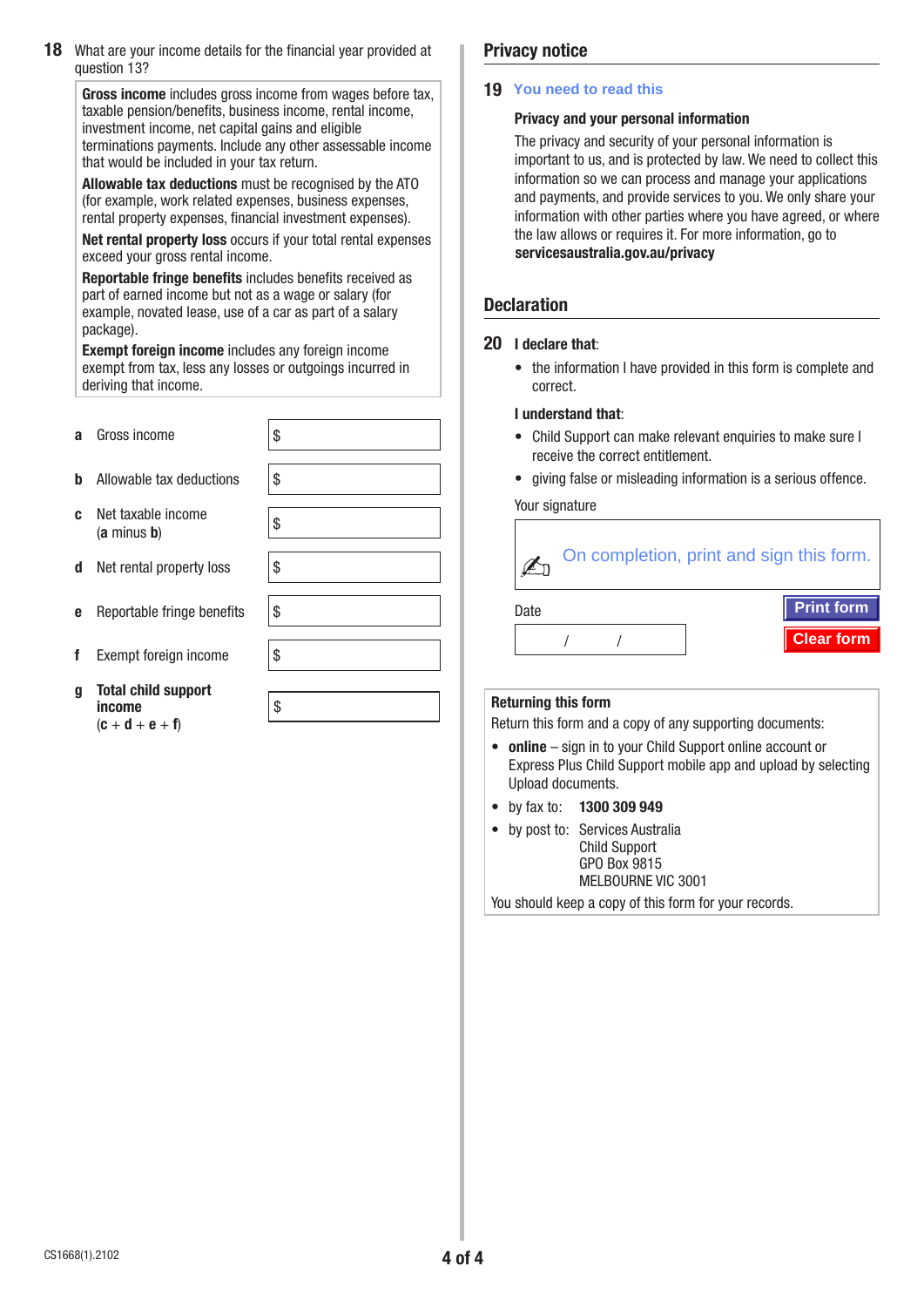**18** What are your income details for the financial year provided at question 13?

**Gross income** includes gross income from wages before tax, taxable pension/benefits, business income, rental income, investment income, net capital gains and eligible terminations payments. Include any other assessable income that would be included in your tax return.

**Allowable tax deductions** must be recognised by the ATO (for example, work related expenses, business expenses, rental property expenses, financial investment expenses).

**Net rental property loss** occurs if your total rental expenses exceed your gross rental income.

**Reportable fringe benefits** includes benefits received as part of earned income but not as a wage or salary (for example, novated lease, use of a car as part of a salary package).

**Exempt foreign income** includes any foreign income exempt from tax, less any losses or outgoings incurred in deriving that income.

| | | |
|---|---|---|
| **a** | Gross income | $ |
| **b** | Allowable tax deductions | $ |
| **c** | Net taxable income (**a** minus **b**) | $ |
| **d** | Net rental property loss | $ |
| **e** | Reportable fringe benefits | $ |
| **f** | Exempt foreign income | $ |
| **g** | **Total child support income** (**c** + **d** + **e** + **f**) | $ |

## Privacy notice

**19** You need to read this

**Privacy and your personal information**

The privacy and security of your personal information is important to us, and is protected by law. We need to collect this information so we can process and manage your applications and payments, and provide services to you. We only share your information with other parties where you have agreed, or where the law allows or requires it. For more information, go to **servicesaustralia.gov.au/privacy**

## Declaration

**20** **I declare that**:

- the information I have provided in this form is complete and correct.

**I understand that**:

- Child Support can make relevant enquiries to make sure I receive the correct entitlement.
- giving false or misleading information is a serious offence.

Your signature

On completion, print and sign this form.

Date

/ /

Print form

Clear form

**Returning this form**

Return this form and a copy of any supporting documents:

- **online** – sign in to your Child Support online account or Express Plus Child Support mobile app and upload by selecting Upload documents.
- by fax to: **1300 309 949**
- by post to: Services Australia
  Child Support
  GPO Box 9815
  MELBOURNE VIC 3001

You should keep a copy of this form for your records.

CS1668(1).2102